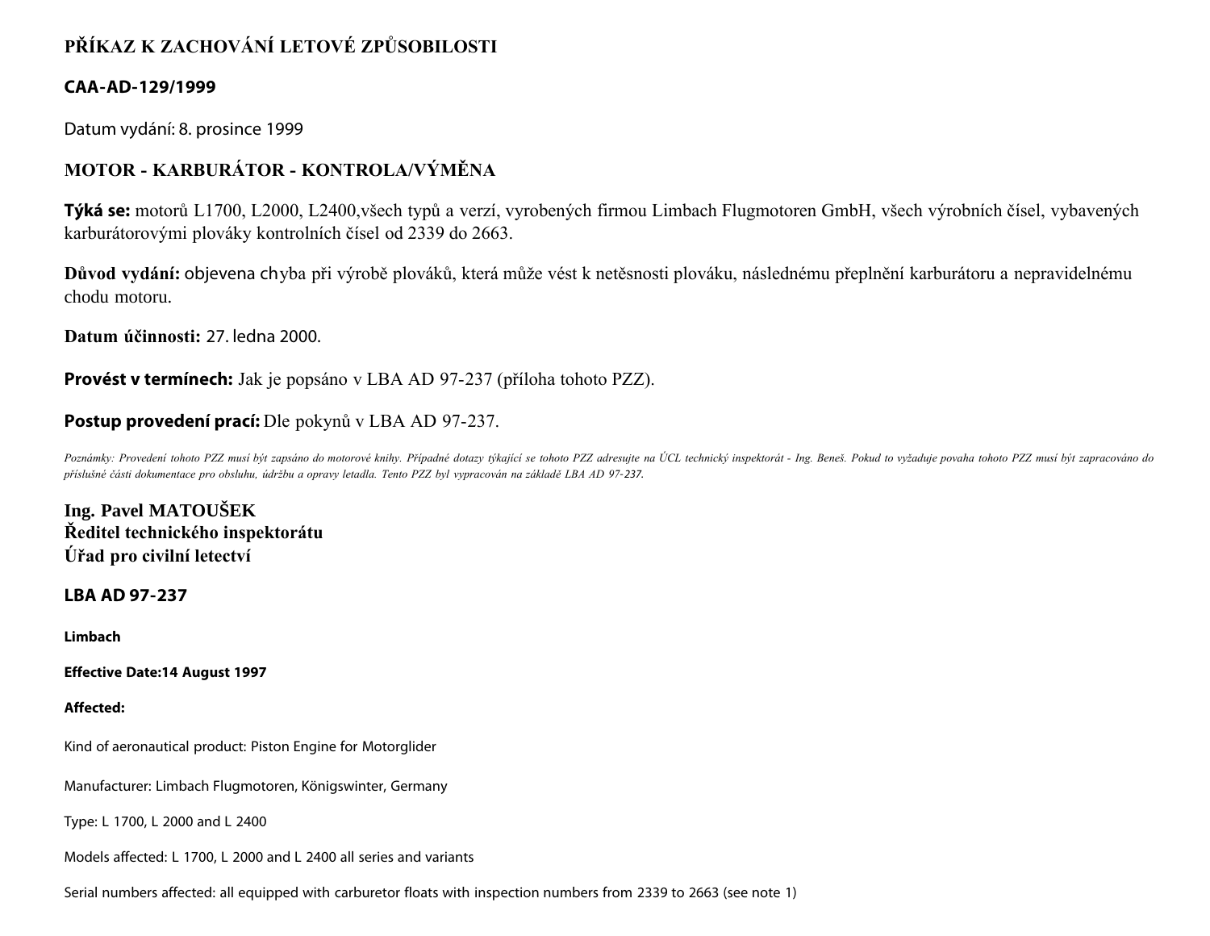# PŘÍKAZ K ZACHOVÁNÍ LETOVÉ ZPŮSOBILOSTI

## CAA-AD-129/1999

Datum vydání: 8. prosince 1999

## MOTOR - KARBURÁTOR - KONTROLA/VÝMĚNA

**Týká se:** motorů L1700, L2000, L2400,všech typů a verzí, vyrobených firmou Limbach Flugmotoren GmbH, všech výrobních čísel, vybavených karburátorovými plováky kontrolních čísel od 2339 do 2663.

**Důvod vydání:** objevena chyba při výrobě plováků, která může vést k netěsnosti plováku, následnému přeplnění karburátoru a nepravidelnému chodu motoru.

**Datum účinnosti:** 27. ledna 2000.

**Provést v termínech:** Jak je popsáno v LBA AD 97-237 (příloha tohoto PZZ).

**Postup provedení prací:** Dle pokynů v LBA AD 97-237.

*Poznámky: Provedení tohoto PZZ musí být zapsáno do motorové knihy. Případné dotazy týkající se tohoto PZZ adresujte na ÚCL technický inspektorát - Ing. Beneš. Pokud to vyžaduje povaha tohoto PZZ musí být zapracováno do příslušné části dokumentace pro obsluhu, údržbu a opravy letadla. Tento PZZ byl vypracován na základě LBA AD 97-237.*

**Ing. Pavel MATOUŠEK**
**Ředitel technického inspektorátu**
**Úřad pro civilní letectví**

## LBA AD 97-237

**Limbach**

**Effective Date:14 August 1997**

**Affected:**

Kind of aeronautical product: Piston Engine for Motorglider

Manufacturer: Limbach Flugmotoren, Königswinter, Germany

Type: L 1700, L 2000 and L 2400

Models affected: L 1700, L 2000 and L 2400 all series and variants

Serial numbers affected: all equipped with carburetor floats with inspection numbers from 2339 to 2663 (see note 1)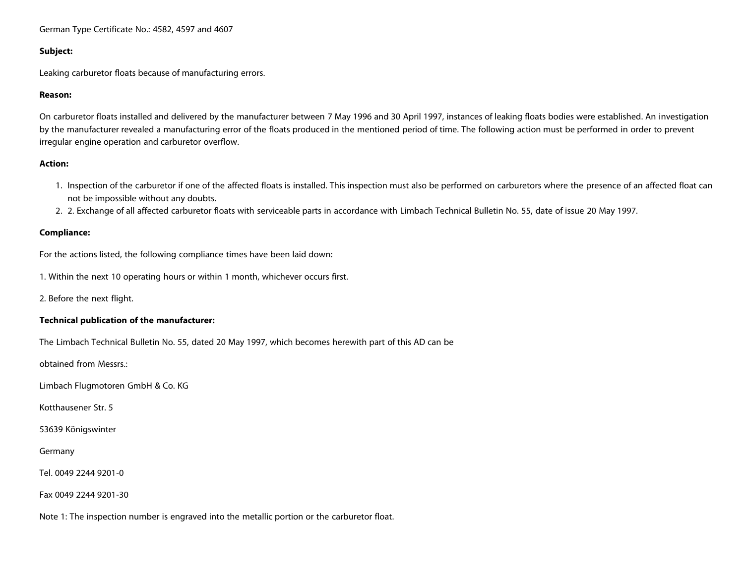German Type Certificate No.: 4582, 4597 and 4607

**Subject:**

Leaking carburetor floats because of manufacturing errors.

**Reason:**

On carburetor floats installed and delivered by the manufacturer between 7 May 1996 and 30 April 1997, instances of leaking floats bodies were established. An investigation by the manufacturer revealed a manufacturing error of the floats produced in the mentioned period of time. The following action must be performed in order to prevent irregular engine operation and carburetor overflow.

**Action:**

1. Inspection of the carburetor if one of the affected floats is installed. This inspection must also be performed on carburetors where the presence of an affected float can not be impossible without any doubts.
2. 2. Exchange of all affected carburetor floats with serviceable parts in accordance with Limbach Technical Bulletin No. 55, date of issue 20 May 1997.

**Compliance:**

For the actions listed, the following compliance times have been laid down:

1. Within the next 10 operating hours or within 1 month, whichever occurs first.

2. Before the next flight.

**Technical publication of the manufacturer:**

The Limbach Technical Bulletin No. 55, dated 20 May 1997, which becomes herewith part of this AD can be

obtained from Messrs.:

Limbach Flugmotoren GmbH & Co. KG

Kotthausener Str. 5

53639 Königswinter

Germany

Tel. 0049 2244 9201-0

Fax 0049 2244 9201-30

Note 1: The inspection number is engraved into the metallic portion or the carburetor float.